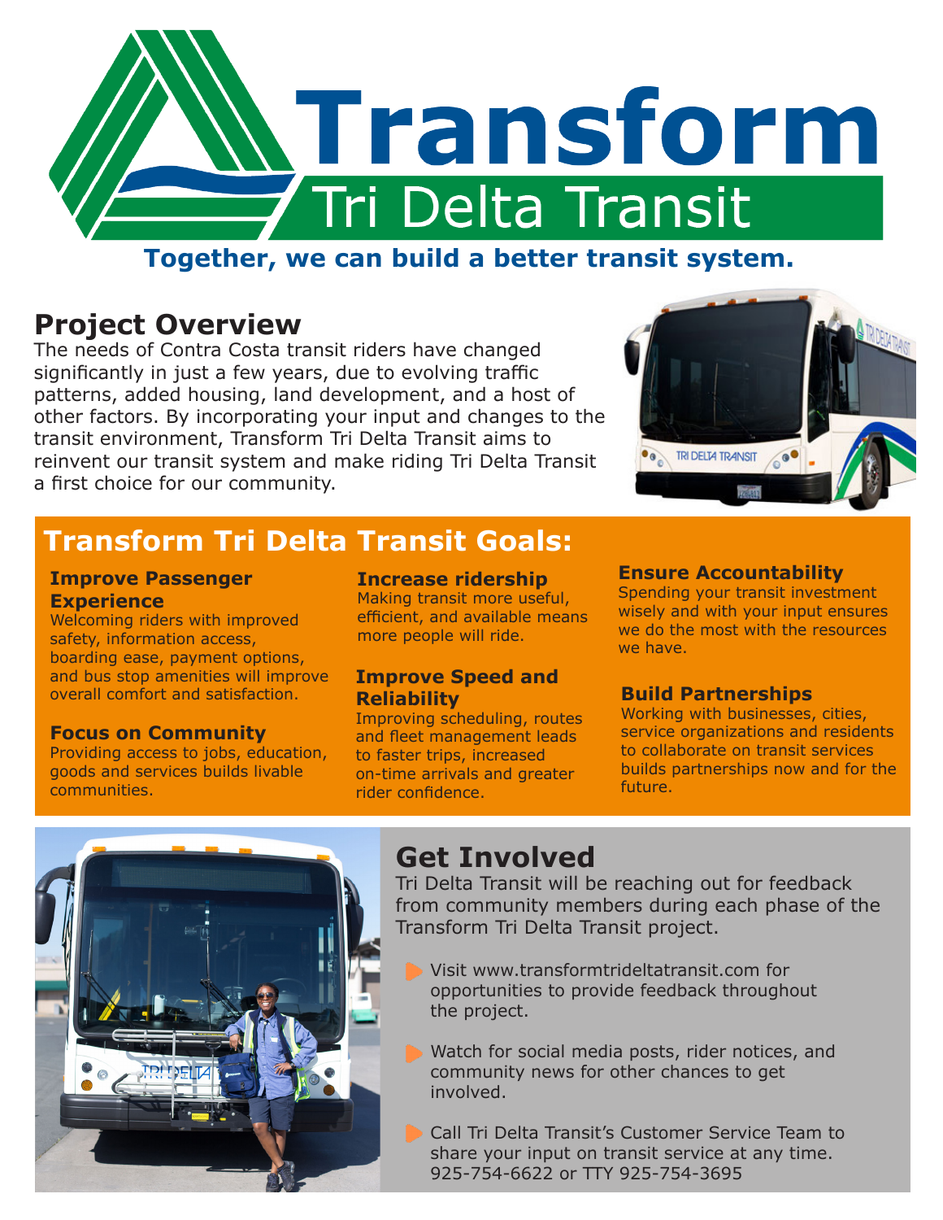# Transform Tri Delta Transit

**Together, we can build a better transit system.**

## Project Overview

The needs of Contra Costa transit riders have changed significantly in just a few years, due to evolving traffic patterns, added housing, land development, and a host of other factors. By incorporating your input and changes to the transit environment, Transform Tri Delta Transit aims to reinvent our transit system and make riding Tri Delta Transit a first choice for our community.

## Transform Tri Delta Transit Goals:

### Improve Passenger Experience

Welcoming riders with improved safety, information access, boarding ease, payment options, and bus stop amenities will improve overall comfort and satisfaction.

### Focus on Community

Providing access to jobs, education, goods and services builds livable communities.

### Increase ridership

Making transit more useful, efficient, and available means more people will ride.

### Improve Speed and Reliability

Improving scheduling, routes and fleet management leads to faster trips, increased on-time arrivals and greater rider confidence.

### Ensure Accountability

Spending your transit investment wisely and with your input ensures we do the most with the resources we have.

### Build Partnerships

Working with businesses, cities, service organizations and residents to collaborate on transit services builds partnerships now and for the future.

## Get Involved

Tri Delta Transit will be reaching out for feedback from community members during each phase of the Transform Tri Delta Transit project.

- Visit www.transformtrideltatransit.com for opportunities to provide feedback throughout the project.
- Watch for social media posts, rider notices, and community news for other chances to get involved.
- Call Tri Delta Transit's Customer Service Team to share your input on transit service at any time. 925-754-6622 or TTY 925-754-3695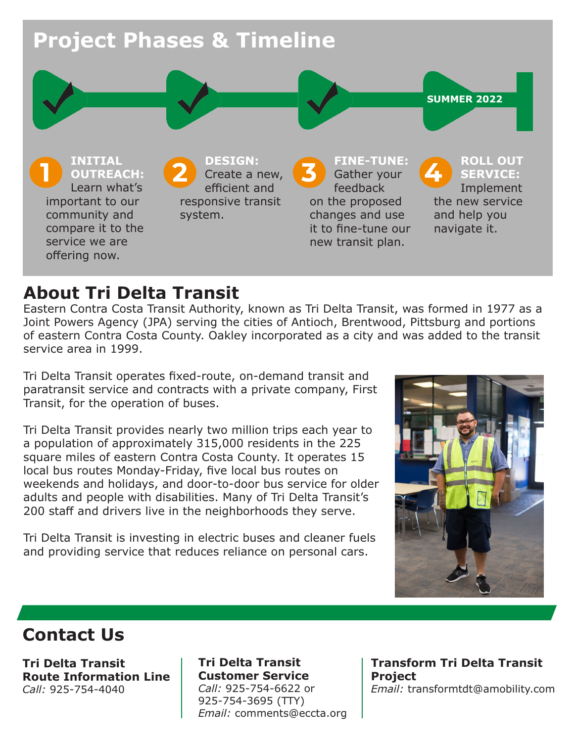# Project Phases & Timeline

SUMMER 2022

**1 INITIAL OUTREACH:** Learn what's important to our community and compare it to the service we are offering now.

**2 DESIGN:** Create a new, efficient and responsive transit system.

**3 FINE-TUNE:** Gather your feedback on the proposed changes and use it to fine-tune our new transit plan.

**4 ROLL OUT SERVICE:** Implement the new service and help you navigate it.

## About Tri Delta Transit

Eastern Contra Costa Transit Authority, known as Tri Delta Transit, was formed in 1977 as a Joint Powers Agency (JPA) serving the cities of Antioch, Brentwood, Pittsburg and portions of eastern Contra Costa County. Oakley incorporated as a city and was added to the transit service area in 1999.

Tri Delta Transit operates fixed-route, on-demand transit and paratransit service and contracts with a private company, First Transit, for the operation of buses.

Tri Delta Transit provides nearly two million trips each year to a population of approximately 315,000 residents in the 225 square miles of eastern Contra Costa County. It operates 15 local bus routes Monday-Friday, five local bus routes on weekends and holidays, and door-to-door bus service for older adults and people with disabilities. Many of Tri Delta Transit's 200 staff and drivers live in the neighborhoods they serve.

Tri Delta Transit is investing in electric buses and cleaner fuels and providing service that reduces reliance on personal cars.

## Contact Us

**Tri Delta Transit Route Information Line**
*Call:* 925-754-4040

**Tri Delta Transit Customer Service**
*Call:* 925-754-6622 or 925-754-3695 (TTY)
*Email:* comments@eccta.org

**Transform Tri Delta Transit Project**
*Email:* transformtdt@amobility.com